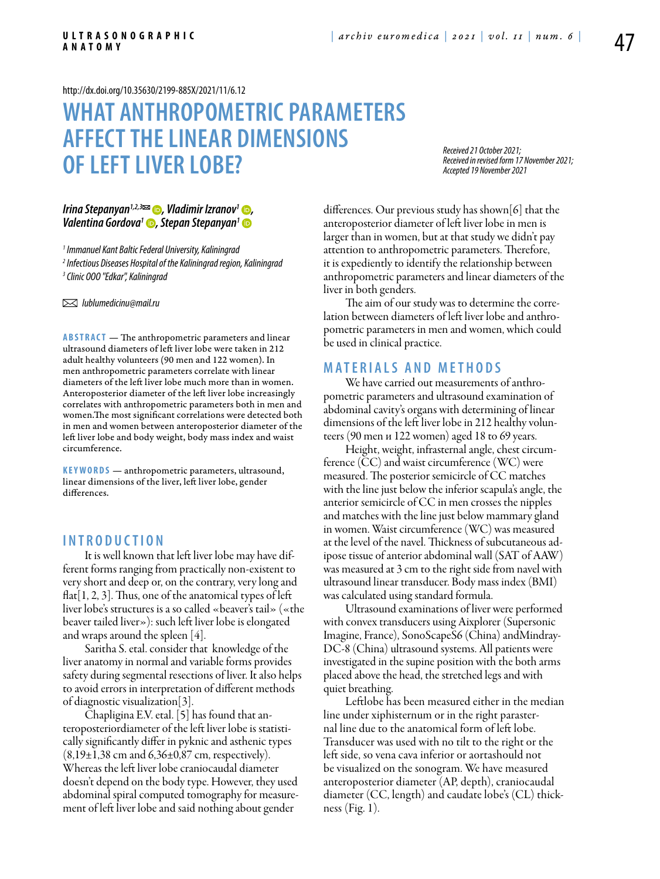http://dx.doi.org/10.35630/2199-885X/2021/11/6.12

# WHAT ANTHROPOMETRIC PARAMETERS AFFECT THE LINEAR DIMENSIONS OF LEFT LIVER LOBE?

*Received 21 October 2021; Received in revised form 17 November 2021; Accepted 19 November 2021*

***Irina Stepanyan*[1,2,3]✉, *Vladimir Izranov*[1], *Valentina Gordova*[1], *Stepan Stepanyan*[1]**

[1] *Immanuel Kant Baltic Federal University, Kaliningrad*

[2] *Infectious Diseases Hospital of the Kaliningrad region, Kaliningrad*

[3] *Clinic OOO "Edkar", Kaliningrad*

✉ *lublumedicinu@mail.ru*

**ABSTRACT** — The anthropometric parameters and linear ultrasound diameters of left liver lobe were taken in 212 adult healthy volunteers (90 men and 122 women). In men anthropometric parameters correlate with linear diameters of the left liver lobe much more than in women. Anteroposterior diameter of the left liver lobe increasingly correlates with anthropometric parameters both in men and women.The most significant correlations were detected both in men and women between anteroposterior diameter of the left liver lobe and body weight, body mass index and waist circumference.

**KEYWORDS** — anthropometric parameters, ultrasound, linear dimensions of the liver, left liver lobe, gender differences.

## INTRODUCTION

It is well known that left liver lobe may have different forms ranging from practically non-existent to very short and deep or, on the contrary, very long and flat[1, 2, 3]. Thus, one of the anatomical types of left liver lobe's structures is a so called «beaver's tail» («the beaver tailed liver»): such left liver lobe is elongated and wraps around the spleen [4].

Saritha S. etal. consider that knowledge of the liver anatomy in normal and variable forms provides safety during segmental resections of liver. It also helps to avoid errors in interpretation of different methods of diagnostic visualization[3].

Chapligina E.V. etal. [5] has found that anteroposteriordiameter of the left liver lobe is statistically significantly differ in pyknic and asthenic types (8,19±1,38 cm and 6,36±0,87 cm, respectively). Whereas the left liver lobe craniocaudal diameter doesn't depend on the body type. However, they used abdominal spiral computed tomography for measurement of left liver lobe and said nothing about gender differences. Our previous study has shown[6] that the anteroposterior diameter of left liver lobe in men is larger than in women, but at that study we didn't pay attention to anthropometric parameters. Therefore, it is expediently to identify the relationship between anthropometric parameters and linear diameters of the liver in both genders.

The aim of our study was to determine the correlation between diameters of left liver lobe and anthropometric parameters in men and women, which could be used in clinical practice.

## MATERIALS AND METHODS

We have carried out measurements of anthropometric parameters and ultrasound examination of abdominal cavity's organs with determining of linear dimensions of the left liver lobe in 212 healthy volunteers (90 men и 122 women) aged 18 to 69 years.

Height, weight, infrasternal angle, chest circumference (CC) and waist circumference (WC) were measured. The posterior semicircle of CC matches with the line just below the inferior scapula's angle, the anterior semicircle of CC in men crosses the nipples and matches with the line just below mammary gland in women. Waist circumference (WC) was measured at the level of the navel. Thickness of subcutaneous adipose tissue of anterior abdominal wall (SAT of AAW) was measured at 3 cm to the right side from navel with ultrasound linear transducer. Body mass index (BMI) was calculated using standard formula.

Ultrasound examinations of liver were performed with convex transducers using Aixplorer (Supersonic Imagine, France), SonoScapeS6 (China) andMindray-DC-8 (China) ultrasound systems. All patients were investigated in the supine position with the both arms placed above the head, the stretched legs and with quiet breathing.

Leftlobe has been measured either in the median line under xiphisternum or in the right parasternal line due to the anatomical form of left lobe. Transducer was used with no tilt to the right or the left side, so vena cava inferior or aortashould not be visualized on the sonogram. We have measured anteroposterior diameter (AP, depth), craniocaudal diameter (CC, length) and caudate lobe's (CL) thickness (Fig. 1).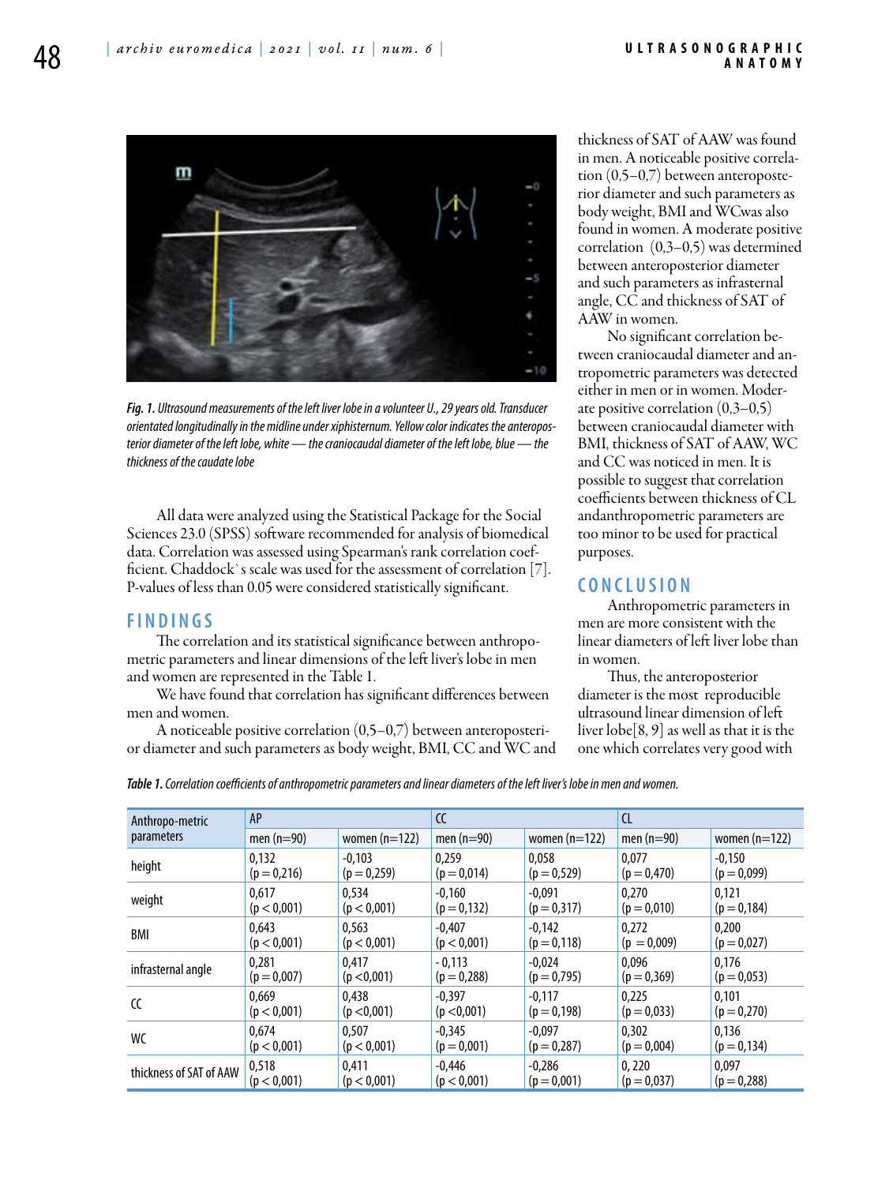*Fig. 1. Ultrasound measurements of the left liver lobe in a volunteer U., 29 years old. Transducer orientated longitudinally in the midline under xiphisternum. Yellow color indicates the anteroposterior diameter of the left lobe, white — the craniocaudal diameter of the left lobe, blue — the thickness of the caudate lobe*

All data were analyzed using the Statistical Package for the Social Sciences 23.0 (SPSS) software recommended for analysis of biomedical data. Correlation was assessed using Spearman's rank correlation coefficient. Chaddock`s scale was used for the assessment of correlation [7]. P-values of less than 0.05 were considered statistically significant.

## FINDINGS

The correlation and its statistical significance between anthropometric parameters and linear dimensions of the left liver's lobe in men and women are represented in the Table 1.

We have found that correlation has significant differences between men and women.

A noticeable positive correlation (0,5–0,7) between anteroposterior diameter and such parameters as body weight, BMI, CC and WC and thickness of SAT of AAW was found in men. A noticeable positive correlation (0,5–0,7) between anteroposterior diameter and such parameters as body weight, BMI and WCwas also found in women. A moderate positive correlation (0,3–0,5) was determined between anteroposterior diameter and such parameters as infrasternal angle, CC and thickness of SAT of AAW in women.

No significant correlation between craniocaudal diameter and antropometric parameters was detected either in men or in women. Moderate positive correlation (0,3–0,5) between craniocaudal diameter with BMI, thickness of SAT of AAW, WC and CC was noticed in men. It is possible to suggest that correlation coefficients between thickness of CL andanthropometric parameters are too minor to be used for practical purposes.

## CONCLUSION

Anthropometric parameters in men are more consistent with the linear diameters of left liver lobe than in women.

Thus, the anteroposterior diameter is the most reproducible ultrasound linear dimension of left liver lobe[8, 9] as well as that it is the one which correlates very good with

*Table 1. Correlation coefficients of anthropometric parameters and linear diameters of the left liver's lobe in men and women.*

| Anthropo-metric parameters | AP | | CC | | CL | |
|---|---|---|---|---|---|---|
| | men (n=90) | women (n=122) | men (n=90) | women (n=122) | men (n=90) | women (n=122) |
| height | 0,132 (p = 0,216) | -0,103 (p = 0,259) | 0,259 (p = 0,014) | 0,058 (p = 0,529) | 0,077 (p = 0,470) | -0,150 (p = 0,099) |
| weight | 0,617 (p < 0,001) | 0,534 (p < 0,001) | -0,160 (p = 0,132) | -0,091 (p = 0,317) | 0,270 (p = 0,010) | 0,121 (p = 0,184) |
| BMI | 0,643 (p < 0,001) | 0,563 (p < 0,001) | -0,407 (p < 0,001) | -0,142 (p = 0,118) | 0,272 (p = 0,009) | 0,200 (p = 0,027) |
| infrasternal angle | 0,281 (p = 0,007) | 0,417 (p <0,001) | - 0,113 (p = 0,288) | -0,024 (p = 0,795) | 0,096 (p = 0,369) | 0,176 (p = 0,053) |
| CC | 0,669 (p < 0,001) | 0,438 (p <0,001) | -0,397 (p <0,001) | -0,117 (p = 0,198) | 0,225 (p = 0,033) | 0,101 (p = 0,270) |
| WC | 0,674 (p < 0,001) | 0,507 (p < 0,001) | -0,345 (p = 0,001) | -0,097 (p = 0,287) | 0,302 (p = 0,004) | 0,136 (p = 0,134) |
| thickness of SAT of AAW | 0,518 (p < 0,001) | 0,411 (p < 0,001) | -0,446 (p < 0,001) | -0,286 (p = 0,001) | 0, 220 (p = 0,037) | 0,097 (p = 0,288) |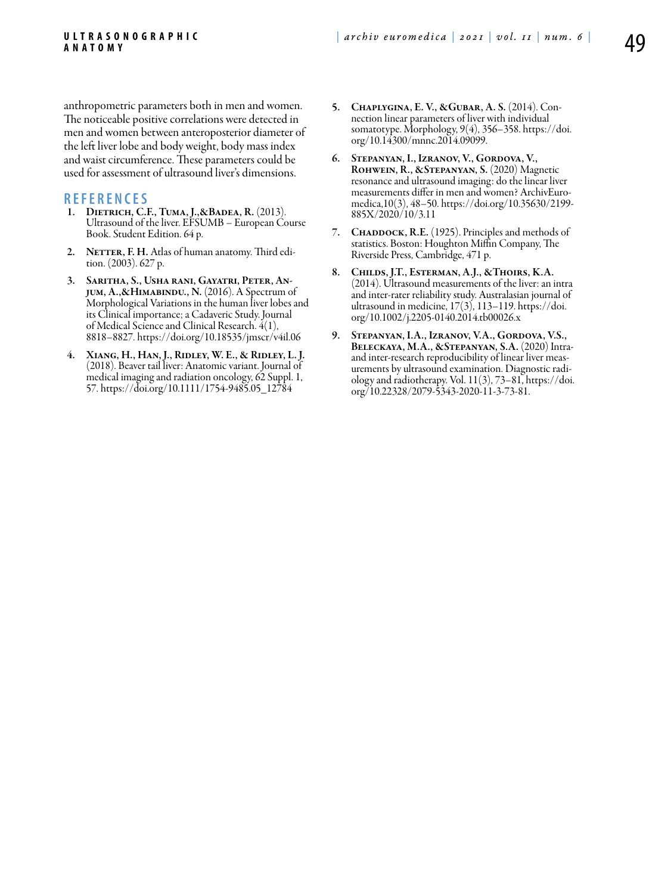anthropometric parameters both in men and women. The noticeable positive correlations were detected in men and women between anteroposterior diameter of the left liver lobe and body weight, body mass index and waist circumference. These parameters could be used for assessment of ultrasound liver's dimensions.

## REFERENCES

1. **Dietrich, C.F., Tuma, J.,&Badea, R.** (2013). Ultrasound of the liver. EFSUMB – European Course Book. Student Edition. 64 p.
2. **Netter, F. H.** Atlas of human anatomy. Third edition. (2003). 627 p.
3. **Saritha, S., Usha rani, Gayatri, Peter, Anjum, A.,&Himabindu., N.** (2016). A Spectrum of Morphological Variations in the human liver lobes and its Clinical importance; a Cadaveric Study. Journal of Medical Science and Clinical Research. 4(1), 8818–8827. https://doi.org/10.18535/jmscr/v4il.06
4. **Xiang, H., Han, J., Ridley, W. E., & Ridley, L. J.** (2018). Beaver tail liver: Anatomic variant. Journal of medical imaging and radiation oncology, 62 Suppl. 1, 57. https://doi.org/10.1111/1754-9485.05_12784
5. **Chaplygina, E. V., &Gubar, A. S.** (2014). Connection linear parameters of liver with individual somatotype. Morphology, 9(4), 356–358. https://doi.org/10.14300/mnnc.2014.09099.
6. **Stepanyan, I., Izranov, V., Gordova, V., Rohwein, R., &Stepanyan, S.** (2020) Magnetic resonance and ultrasound imaging: do the linear liver measurements differ in men and women? ArchivEuromedica,10(3), 48–50. https://doi.org/10.35630/2199-885X/2020/10/3.11
7. **Chaddock, R.E.** (1925). Principles and methods of statistics. Boston: Houghton Miffin Company, The Riverside Press, Cambridge, 471 p.
8. **Childs, J.T., Esterman, A.J., &Thoirs, K.A.** (2014). Ultrasound measurements of the liver: an intra and inter-rater reliability study. Australasian journal of ultrasound in medicine, 17(3), 113–119. https://doi.org/10.1002/j.2205-0140.2014.tb00026.x
9. **Stepanyan, I.A., Izranov, V.A., Gordova, V.S., Beleckaya, M.A., &Stepanyan, S.A.** (2020) Intra- and inter-research reproducibility of linear liver measurements by ultrasound examination. Diagnostic radiology and radiotherapy. Vol. 11(3), 73–81, https://doi.org/10.22328/2079-5343-2020-11-3-73-81.